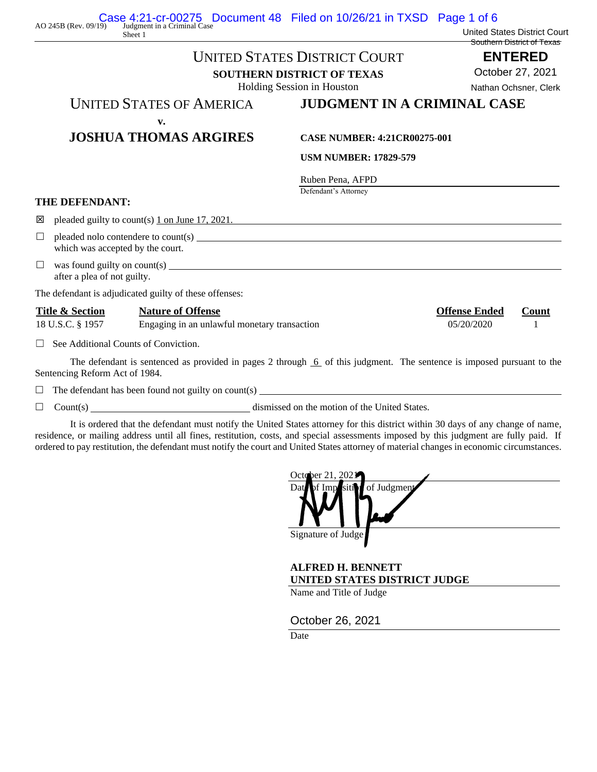AO 245B (Rev. 09/19) Judgment in a Criminal Case
Sheet 1

United States District Court
Southern District of Texas

**ENTERED**

October 27, 2021

Nathan Ochsner, Clerk

# UNITED STATES DISTRICT COURT

**SOUTHERN DISTRICT OF TEXAS**

Holding Session in Houston

UNITED STATES OF AMERICA

v.

**JOSHUA THOMAS ARGIRES**

## JUDGMENT IN A CRIMINAL CASE

**CASE NUMBER: 4:21CR00275-001**

**USM NUMBER: 17829-579**

Ruben Pena, AFPD
Defendant's Attorney

**THE DEFENDANT:**

☒ pleaded guilty to count(s) 1 on June 17, 2021.

☐ pleaded nolo contendere to count(s) \_\_\_\_\_\_\_\_\_\_ which was accepted by the court.

☐ was found guilty on count(s) \_\_\_\_\_\_\_\_\_\_ after a plea of not guilty.

The defendant is adjudicated guilty of these offenses:

| Title & Section | Nature of Offense | Offense Ended | Count |
|---|---|---|---|
| 18 U.S.C. § 1957 | Engaging in an unlawful monetary transaction | 05/20/2020 | 1 |

☐ See Additional Counts of Conviction.

The defendant is sentenced as provided in pages 2 through 6 of this judgment. The sentence is imposed pursuant to the Sentencing Reform Act of 1984.

☐ The defendant has been found not guilty on count(s) \_\_\_\_\_\_\_\_\_\_

☐ Count(s) \_\_\_\_\_\_\_\_\_\_ dismissed on the motion of the United States.

It is ordered that the defendant must notify the United States attorney for this district within 30 days of any change of name, residence, or mailing address until all fines, restitution, costs, and special assessments imposed by this judgment are fully paid. If ordered to pay restitution, the defendant must notify the court and United States attorney of material changes in economic circumstances.

October 21, 2021
Date of Imposition of Judgment

Signature of Judge

**ALFRED H. BENNETT**
**UNITED STATES DISTRICT JUDGE**
Name and Title of Judge

October 26, 2021
Date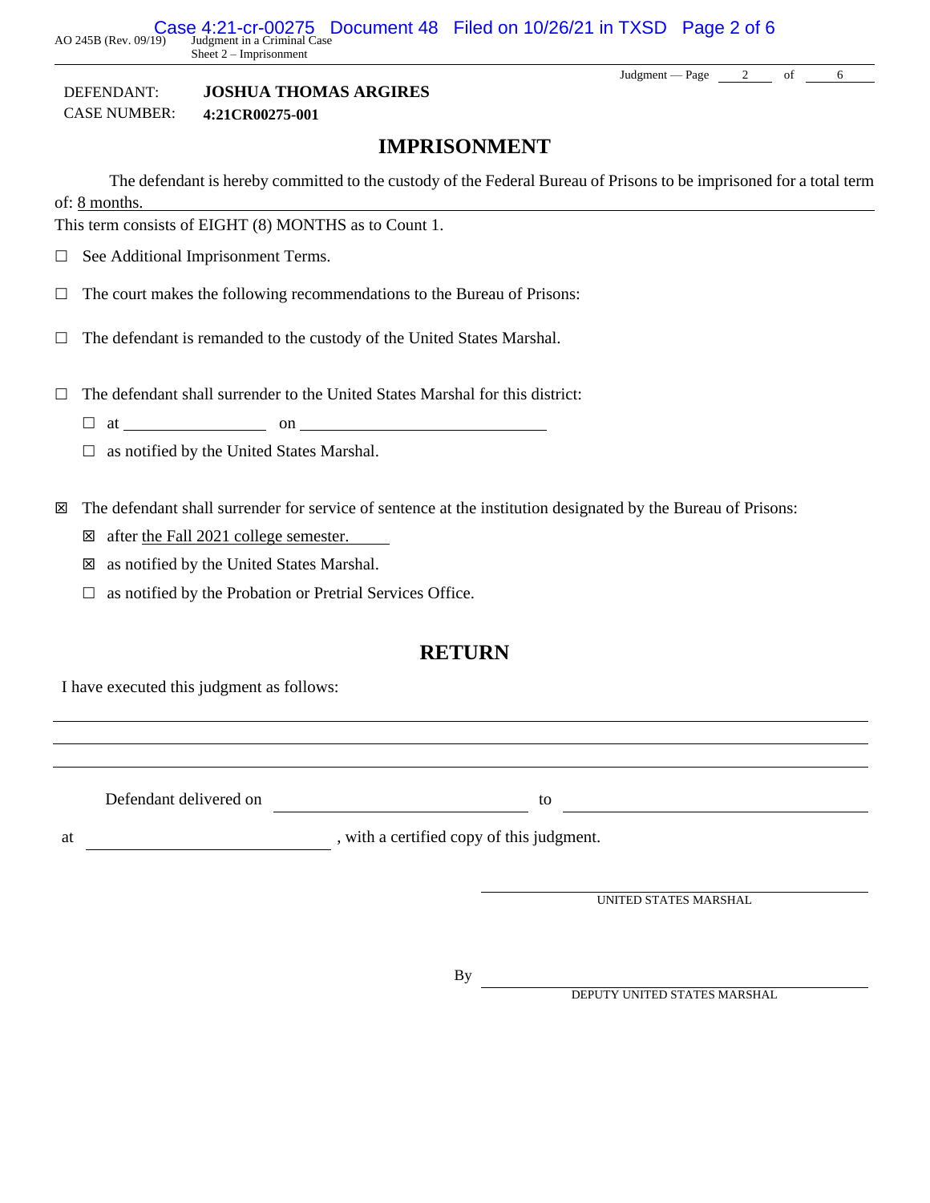DEFENDANT: **JOSHUA THOMAS ARGIRES**
CASE NUMBER: **4:21CR00275-001**

## IMPRISONMENT

The defendant is hereby committed to the custody of the Federal Bureau of Prisons to be imprisoned for a total term of: 8 months.
This term consists of EIGHT (8) MONTHS as to Count 1.

☐ See Additional Imprisonment Terms.

☐ The court makes the following recommendations to the Bureau of Prisons:

☐ The defendant is remanded to the custody of the United States Marshal.

☐ The defendant shall surrender to the United States Marshal for this district:

- ☐ at ______________ on ______________________
- ☐ as notified by the United States Marshal.

☒ The defendant shall surrender for service of sentence at the institution designated by the Bureau of Prisons:

- ☒ after the Fall 2021 college semester.
- ☒ as notified by the United States Marshal.
- ☐ as notified by the Probation or Pretrial Services Office.

## RETURN

I have executed this judgment as follows:

________________________________________________

________________________________________________

________________________________________________

Defendant delivered on ______________________ to ______________________

at ______________________, with a certified copy of this judgment.

______________________
UNITED STATES MARSHAL

By ______________________
DEPUTY UNITED STATES MARSHAL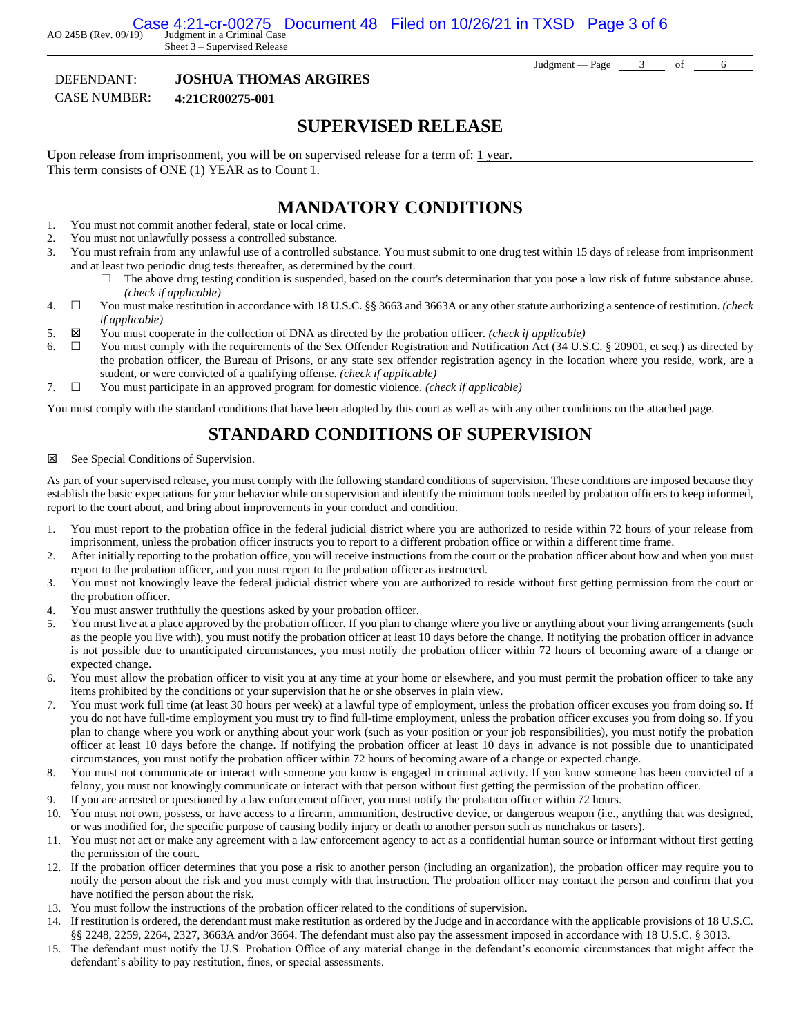DEFENDANT: **JOSHUA THOMAS ARGIRES**
CASE NUMBER: **4:21CR00275-001**

# SUPERVISED RELEASE

Upon release from imprisonment, you will be on supervised release for a term of: 1 year.
This term consists of ONE (1) YEAR as to Count 1.

# MANDATORY CONDITIONS

1. You must not commit another federal, state or local crime.
2. You must not unlawfully possess a controlled substance.
3. You must refrain from any unlawful use of a controlled substance. You must submit to one drug test within 15 days of release from imprisonment and at least two periodic drug tests thereafter, as determined by the court.
   - ☐ The above drug testing condition is suspended, based on the court's determination that you pose a low risk of future substance abuse. *(check if applicable)*
4. ☐ You must make restitution in accordance with 18 U.S.C. §§ 3663 and 3663A or any other statute authorizing a sentence of restitution. *(check if applicable)*
5. ☒ You must cooperate in the collection of DNA as directed by the probation officer. *(check if applicable)*
6. ☐ You must comply with the requirements of the Sex Offender Registration and Notification Act (34 U.S.C. § 20901, et seq.) as directed by the probation officer, the Bureau of Prisons, or any state sex offender registration agency in the location where you reside, work, are a student, or were convicted of a qualifying offense. *(check if applicable)*
7. ☐ You must participate in an approved program for domestic violence. *(check if applicable)*

You must comply with the standard conditions that have been adopted by this court as well as with any other conditions on the attached page.

# STANDARD CONDITIONS OF SUPERVISION

☒ See Special Conditions of Supervision.

As part of your supervised release, you must comply with the following standard conditions of supervision. These conditions are imposed because they establish the basic expectations for your behavior while on supervision and identify the minimum tools needed by probation officers to keep informed, report to the court about, and bring about improvements in your conduct and condition.

1. You must report to the probation office in the federal judicial district where you are authorized to reside within 72 hours of your release from imprisonment, unless the probation officer instructs you to report to a different probation office or within a different time frame.
2. After initially reporting to the probation office, you will receive instructions from the court or the probation officer about how and when you must report to the probation officer, and you must report to the probation officer as instructed.
3. You must not knowingly leave the federal judicial district where you are authorized to reside without first getting permission from the court or the probation officer.
4. You must answer truthfully the questions asked by your probation officer.
5. You must live at a place approved by the probation officer. If you plan to change where you live or anything about your living arrangements (such as the people you live with), you must notify the probation officer at least 10 days before the change. If notifying the probation officer in advance is not possible due to unanticipated circumstances, you must notify the probation officer within 72 hours of becoming aware of a change or expected change.
6. You must allow the probation officer to visit you at any time at your home or elsewhere, and you must permit the probation officer to take any items prohibited by the conditions of your supervision that he or she observes in plain view.
7. You must work full time (at least 30 hours per week) at a lawful type of employment, unless the probation officer excuses you from doing so. If you do not have full-time employment you must try to find full-time employment, unless the probation officer excuses you from doing so. If you plan to change where you work or anything about your work (such as your position or your job responsibilities), you must notify the probation officer at least 10 days before the change. If notifying the probation officer at least 10 days in advance is not possible due to unanticipated circumstances, you must notify the probation officer within 72 hours of becoming aware of a change or expected change.
8. You must not communicate or interact with someone you know is engaged in criminal activity. If you know someone has been convicted of a felony, you must not knowingly communicate or interact with that person without first getting the permission of the probation officer.
9. If you are arrested or questioned by a law enforcement officer, you must notify the probation officer within 72 hours.
10. You must not own, possess, or have access to a firearm, ammunition, destructive device, or dangerous weapon (i.e., anything that was designed, or was modified for, the specific purpose of causing bodily injury or death to another person such as nunchakus or tasers).
11. You must not act or make any agreement with a law enforcement agency to act as a confidential human source or informant without first getting the permission of the court.
12. If the probation officer determines that you pose a risk to another person (including an organization), the probation officer may require you to notify the person about the risk and you must comply with that instruction. The probation officer may contact the person and confirm that you have notified the person about the risk.
13. You must follow the instructions of the probation officer related to the conditions of supervision.
14. If restitution is ordered, the defendant must make restitution as ordered by the Judge and in accordance with the applicable provisions of 18 U.S.C. §§ 2248, 2259, 2264, 2327, 3663A and/or 3664. The defendant must also pay the assessment imposed in accordance with 18 U.S.C. § 3013.
15. The defendant must notify the U.S. Probation Office of any material change in the defendant's economic circumstances that might affect the defendant's ability to pay restitution, fines, or special assessments.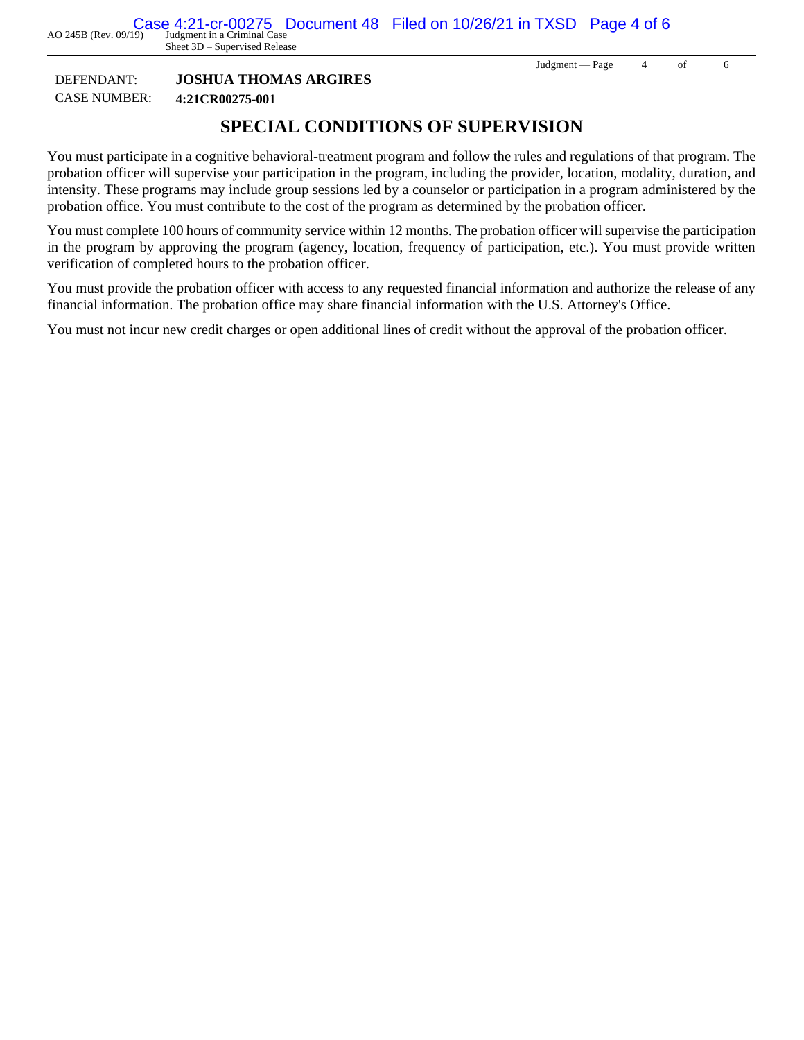DEFENDANT: **JOSHUA THOMAS ARGIRES**

CASE NUMBER: **4:21CR00275-001**

# SPECIAL CONDITIONS OF SUPERVISION

You must participate in a cognitive behavioral-treatment program and follow the rules and regulations of that program. The probation officer will supervise your participation in the program, including the provider, location, modality, duration, and intensity. These programs may include group sessions led by a counselor or participation in a program administered by the probation office. You must contribute to the cost of the program as determined by the probation officer.

You must complete 100 hours of community service within 12 months. The probation officer will supervise the participation in the program by approving the program (agency, location, frequency of participation, etc.). You must provide written verification of completed hours to the probation officer.

You must provide the probation officer with access to any requested financial information and authorize the release of any financial information. The probation office may share financial information with the U.S. Attorney's Office.

You must not incur new credit charges or open additional lines of credit without the approval of the probation officer.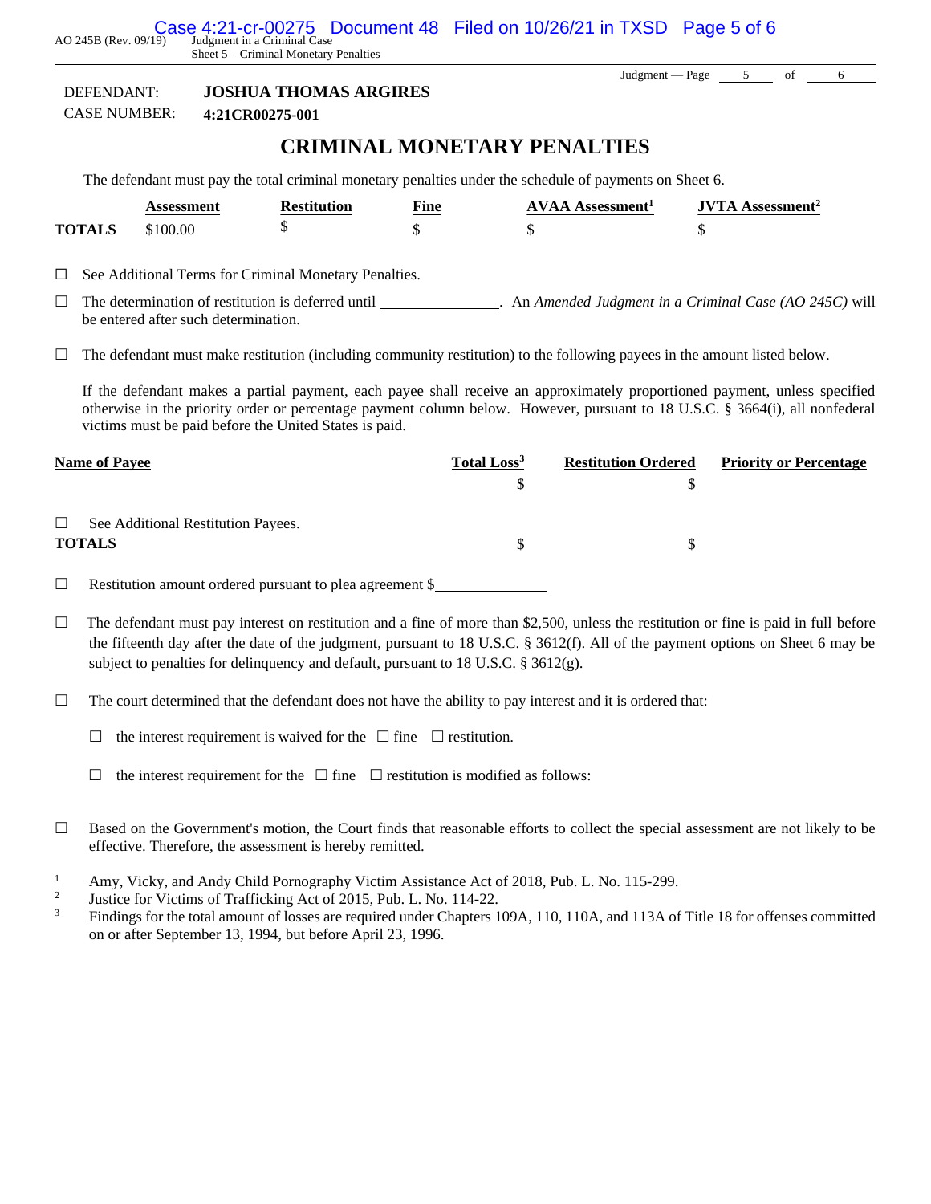DEFENDANT: **JOSHUA THOMAS ARGIRES**
CASE NUMBER: **4:21CR00275-001**

# CRIMINAL MONETARY PENALTIES

The defendant must pay the total criminal monetary penalties under the schedule of payments on Sheet 6.

| | Assessment | Restitution | Fine | AVAA Assessment[1] | JVTA Assessment[2] |
|---|---|---|---|---|---|
| **TOTALS** | $100.00 | $ | $ | $ | $ |

☐ See Additional Terms for Criminal Monetary Penalties.

☐ The determination of restitution is deferred until ______________. An *Amended Judgment in a Criminal Case (AO 245C)* will be entered after such determination.

☐ The defendant must make restitution (including community restitution) to the following payees in the amount listed below.

If the defendant makes a partial payment, each payee shall receive an approximately proportioned payment, unless specified otherwise in the priority order or percentage payment column below. However, pursuant to 18 U.S.C. § 3664(i), all nonfederal victims must be paid before the United States is paid.

| Name of Payee | Total Loss[3] | Restitution Ordered | Priority or Percentage |
|---|---|---|---|
| | $ | $ | |
| ☐ See Additional Restitution Payees. | | | |
| **TOTALS** | $ | $ | |

☐ Restitution amount ordered pursuant to plea agreement $______________

☐ The defendant must pay interest on restitution and a fine of more than $2,500, unless the restitution or fine is paid in full before the fifteenth day after the date of the judgment, pursuant to 18 U.S.C. § 3612(f). All of the payment options on Sheet 6 may be subject to penalties for delinquency and default, pursuant to 18 U.S.C. § 3612(g).

☐ The court determined that the defendant does not have the ability to pay interest and it is ordered that:

☐ the interest requirement is waived for the ☐ fine ☐ restitution.

☐ the interest requirement for the ☐ fine ☐ restitution is modified as follows:

☐ Based on the Government's motion, the Court finds that reasonable efforts to collect the special assessment are not likely to be effective. Therefore, the assessment is hereby remitted.

[1] Amy, Vicky, and Andy Child Pornography Victim Assistance Act of 2018, Pub. L. No. 115-299.
[2] Justice for Victims of Trafficking Act of 2015, Pub. L. No. 114-22.
[3] Findings for the total amount of losses are required under Chapters 109A, 110, 110A, and 113A of Title 18 for offenses committed on or after September 13, 1994, but before April 23, 1996.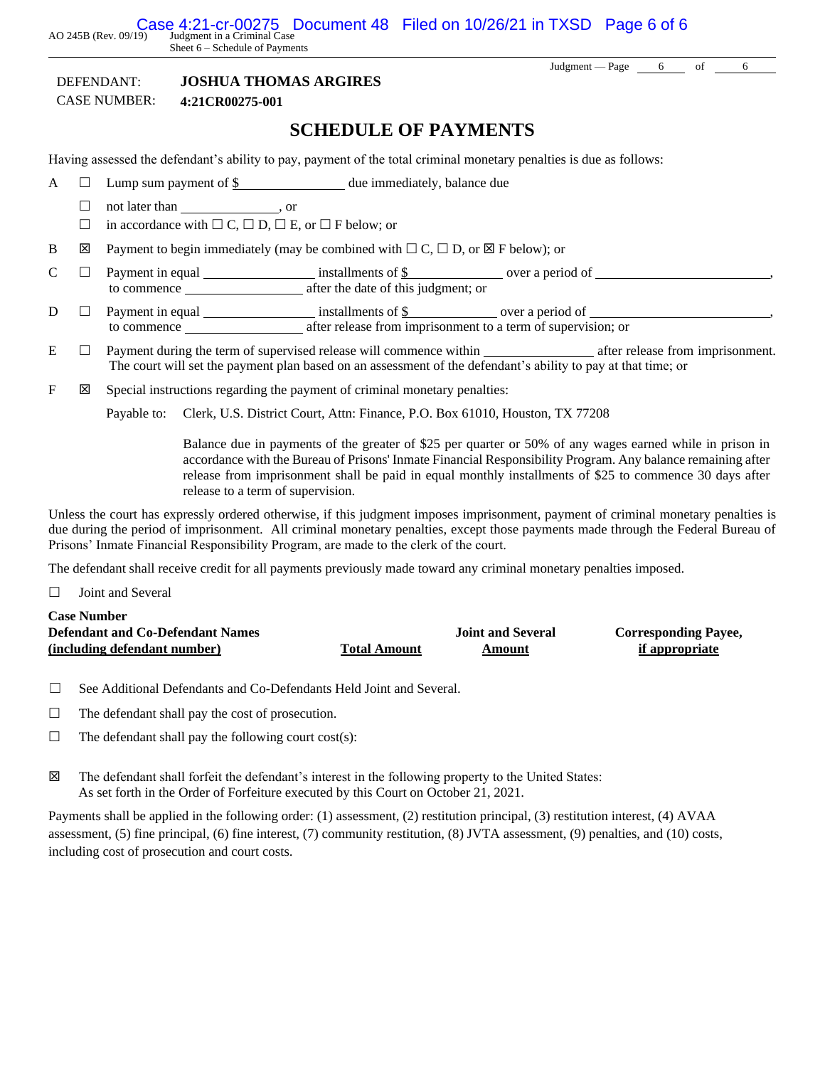AO 245B (Rev. 09/19) Judgment in a Criminal Case
Sheet 6 – Schedule of Payments

Judgment — Page 6 of 6

DEFENDANT: **JOSHUA THOMAS ARGIRES**
CASE NUMBER: **4:21CR00275-001**

## SCHEDULE OF PAYMENTS

Having assessed the defendant's ability to pay, payment of the total criminal monetary penalties is due as follows:

A ☐ Lump sum payment of $_______________ due immediately, balance due

☐ not later than _______________, or
☐ in accordance with ☐ C, ☐ D, ☐ E, or ☐ F below; or

B ☒ Payment to begin immediately (may be combined with ☐ C, ☐ D, or ☒ F below); or

C ☐ Payment in equal _______________ installments of $_______________ over a period of _______________, to commence _______________ after the date of this judgment; or

D ☐ Payment in equal _______________ installments of $_______________ over a period of _______________, to commence _______________ after release from imprisonment to a term of supervision; or

E ☐ Payment during the term of supervised release will commence within _______________ after release from imprisonment. The court will set the payment plan based on an assessment of the defendant's ability to pay at that time; or

F ☒ Special instructions regarding the payment of criminal monetary penalties:

Payable to: Clerk, U.S. District Court, Attn: Finance, P.O. Box 61010, Houston, TX 77208

Balance due in payments of the greater of $25 per quarter or 50% of any wages earned while in prison in accordance with the Bureau of Prisons' Inmate Financial Responsibility Program. Any balance remaining after release from imprisonment shall be paid in equal monthly installments of $25 to commence 30 days after release to a term of supervision.

Unless the court has expressly ordered otherwise, if this judgment imposes imprisonment, payment of criminal monetary penalties is due during the period of imprisonment. All criminal monetary penalties, except those payments made through the Federal Bureau of Prisons' Inmate Financial Responsibility Program, are made to the clerk of the court.

The defendant shall receive credit for all payments previously made toward any criminal monetary penalties imposed.

☐ Joint and Several

| Case Number<br>Defendant and Co-Defendant Names<br>(including defendant number) | Total Amount | Joint and Several Amount | Corresponding Payee, if appropriate |
|---|---|---|---|

☐ See Additional Defendants and Co-Defendants Held Joint and Several.

☐ The defendant shall pay the cost of prosecution.

☐ The defendant shall pay the following court cost(s):

☒ The defendant shall forfeit the defendant's interest in the following property to the United States:
As set forth in the Order of Forfeiture executed by this Court on October 21, 2021.

Payments shall be applied in the following order: (1) assessment, (2) restitution principal, (3) restitution interest, (4) AVAA assessment, (5) fine principal, (6) fine interest, (7) community restitution, (8) JVTA assessment, (9) penalties, and (10) costs, including cost of prosecution and court costs.